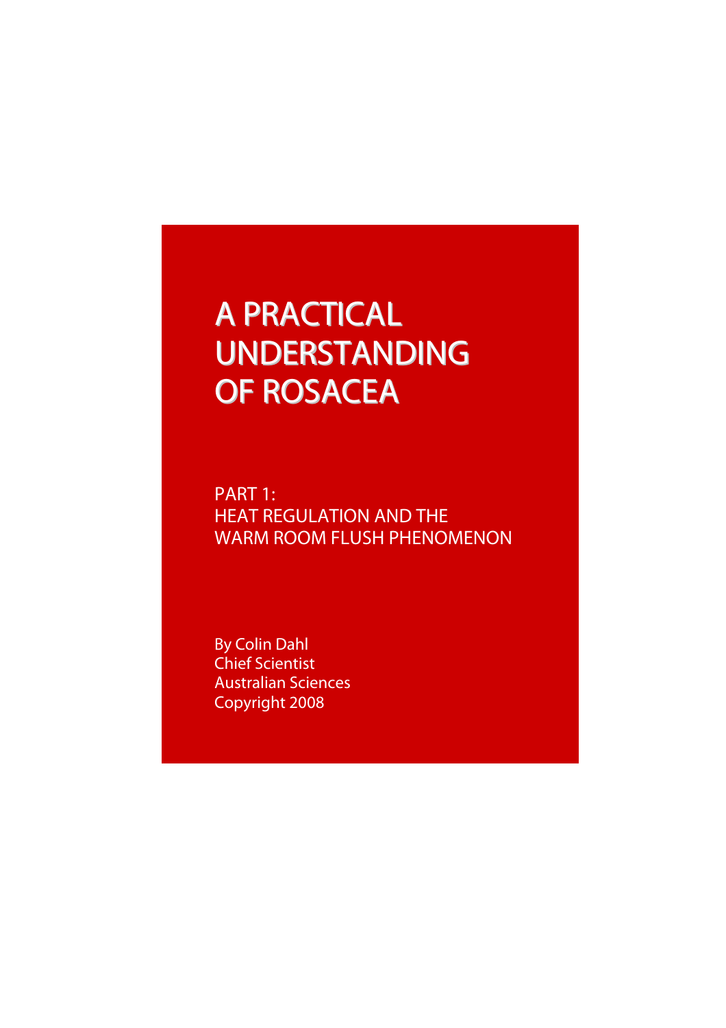# A PRACTICAL UNDERSTANDING OF ROSACEA

## PART 1: HEAT REGULATION AND THE WARM ROOM FLUSH PHENOMENON

By Colin Dahl
Chief Scientist
Australian Sciences
Copyright 2008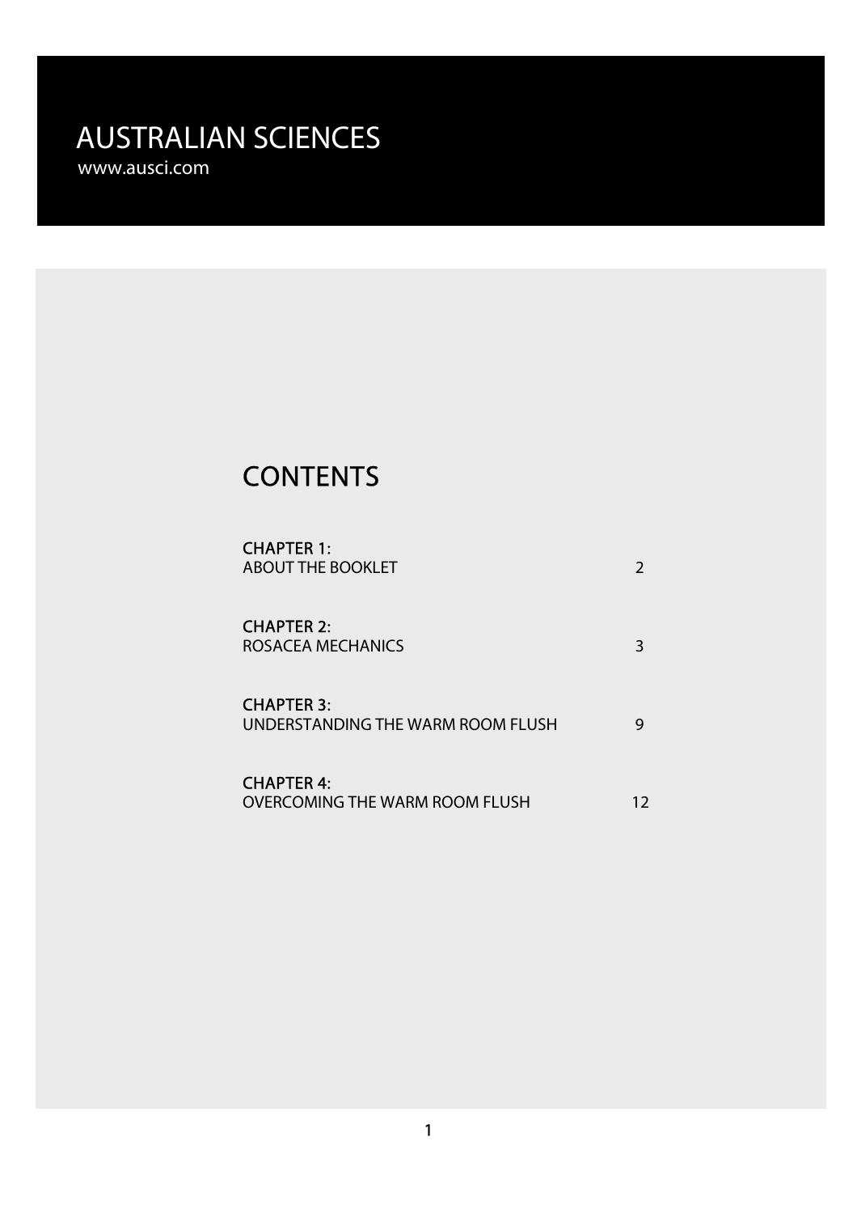# AUSTRALIAN SCIENCES

www.ausci.com

## CONTENTS

| | |
|---|---|
| **CHAPTER 1:**<br>ABOUT THE BOOKLET | 2 |
| **CHAPTER 2:**<br>ROSACEA MECHANICS | 3 |
| **CHAPTER 3:**<br>UNDERSTANDING THE WARM ROOM FLUSH | 9 |
| **CHAPTER 4:**<br>OVERCOMING THE WARM ROOM FLUSH | 12 |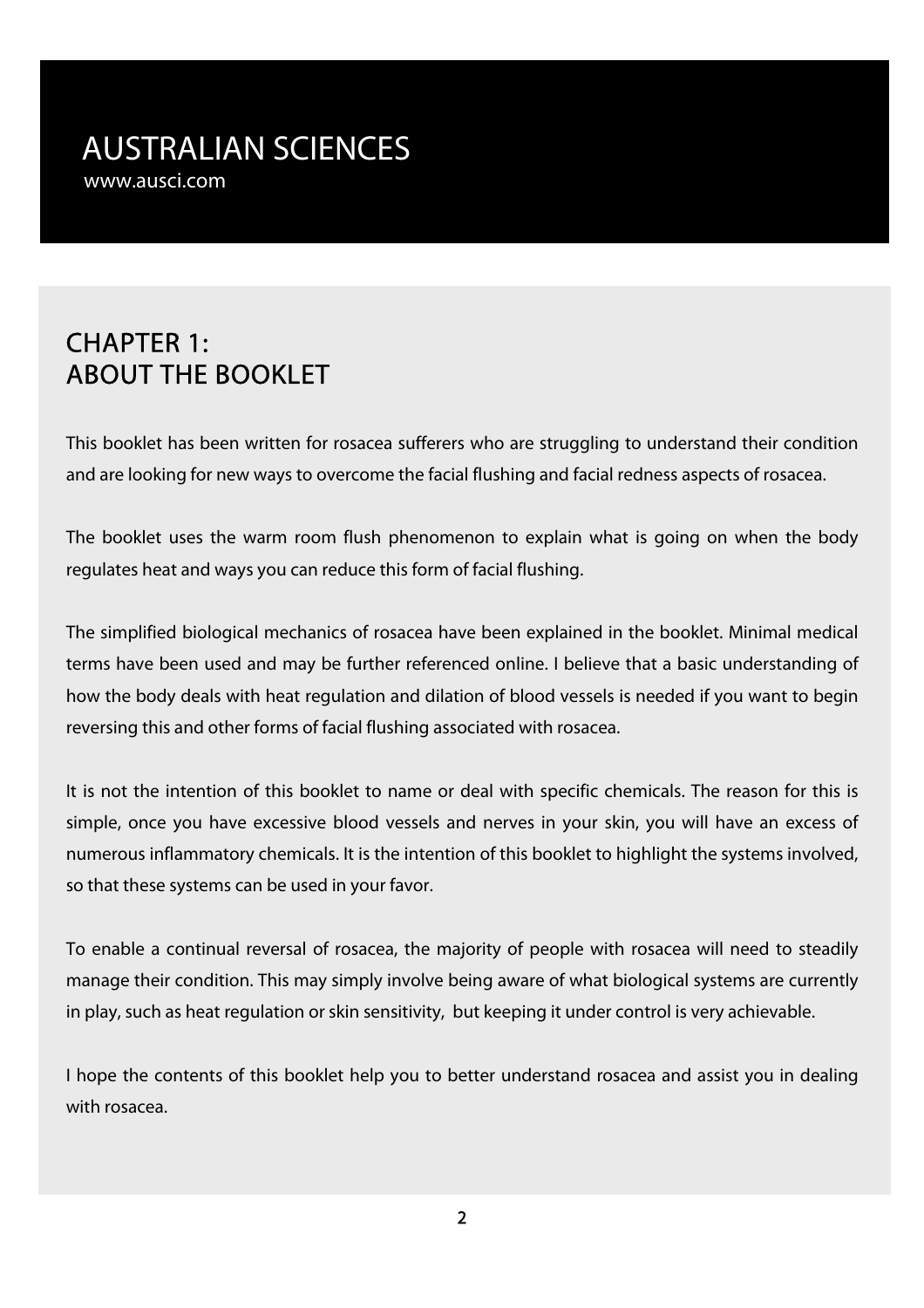## CHAPTER 1: ABOUT THE BOOKLET

This booklet has been written for rosacea sufferers who are struggling to understand their condition and are looking for new ways to overcome the facial flushing and facial redness aspects of rosacea.

The booklet uses the warm room flush phenomenon to explain what is going on when the body regulates heat and ways you can reduce this form of facial flushing.

The simplified biological mechanics of rosacea have been explained in the booklet. Minimal medical terms have been used and may be further referenced online. I believe that a basic understanding of how the body deals with heat regulation and dilation of blood vessels is needed if you want to begin reversing this and other forms of facial flushing associated with rosacea.

It is not the intention of this booklet to name or deal with specific chemicals. The reason for this is simple, once you have excessive blood vessels and nerves in your skin, you will have an excess of numerous inflammatory chemicals. It is the intention of this booklet to highlight the systems involved, so that these systems can be used in your favor.

To enable a continual reversal of rosacea, the majority of people with rosacea will need to steadily manage their condition. This may simply involve being aware of what biological systems are currently in play, such as heat regulation or skin sensitivity, but keeping it under control is very achievable.

I hope the contents of this booklet help you to better understand rosacea and assist you in dealing with rosacea.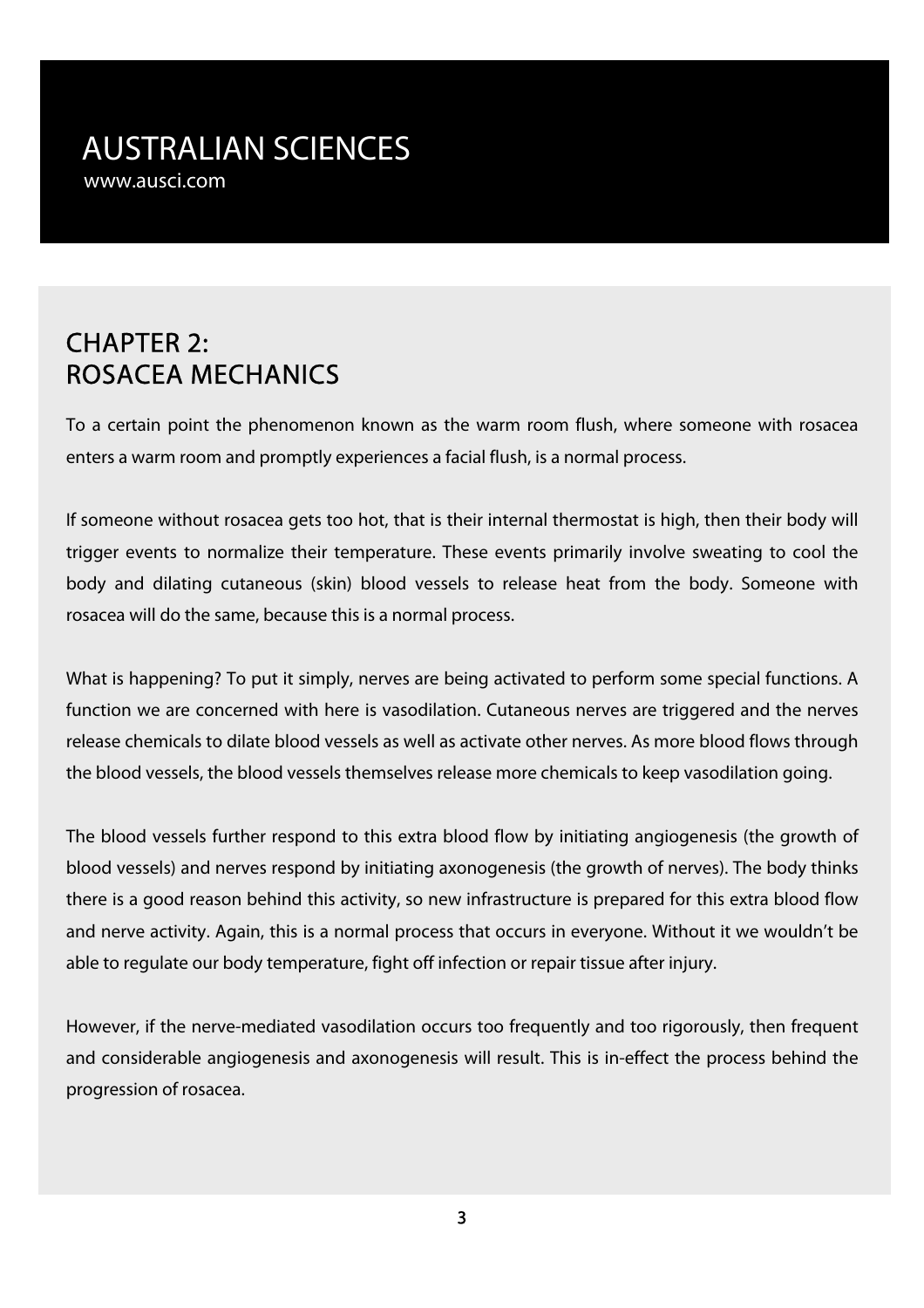## CHAPTER 2:
## ROSACEA MECHANICS

To a certain point the phenomenon known as the warm room flush, where someone with rosacea enters a warm room and promptly experiences a facial flush, is a normal process.

If someone without rosacea gets too hot, that is their internal thermostat is high, then their body will trigger events to normalize their temperature. These events primarily involve sweating to cool the body and dilating cutaneous (skin) blood vessels to release heat from the body. Someone with rosacea will do the same, because this is a normal process.

What is happening? To put it simply, nerves are being activated to perform some special functions. A function we are concerned with here is vasodilation. Cutaneous nerves are triggered and the nerves release chemicals to dilate blood vessels as well as activate other nerves. As more blood flows through the blood vessels, the blood vessels themselves release more chemicals to keep vasodilation going.

The blood vessels further respond to this extra blood flow by initiating angiogenesis (the growth of blood vessels) and nerves respond by initiating axonogenesis (the growth of nerves). The body thinks there is a good reason behind this activity, so new infrastructure is prepared for this extra blood flow and nerve activity. Again, this is a normal process that occurs in everyone. Without it we wouldn't be able to regulate our body temperature, fight off infection or repair tissue after injury.

However, if the nerve-mediated vasodilation occurs too frequently and too rigorously, then frequent and considerable angiogenesis and axonogenesis will result. This is in-effect the process behind the progression of rosacea.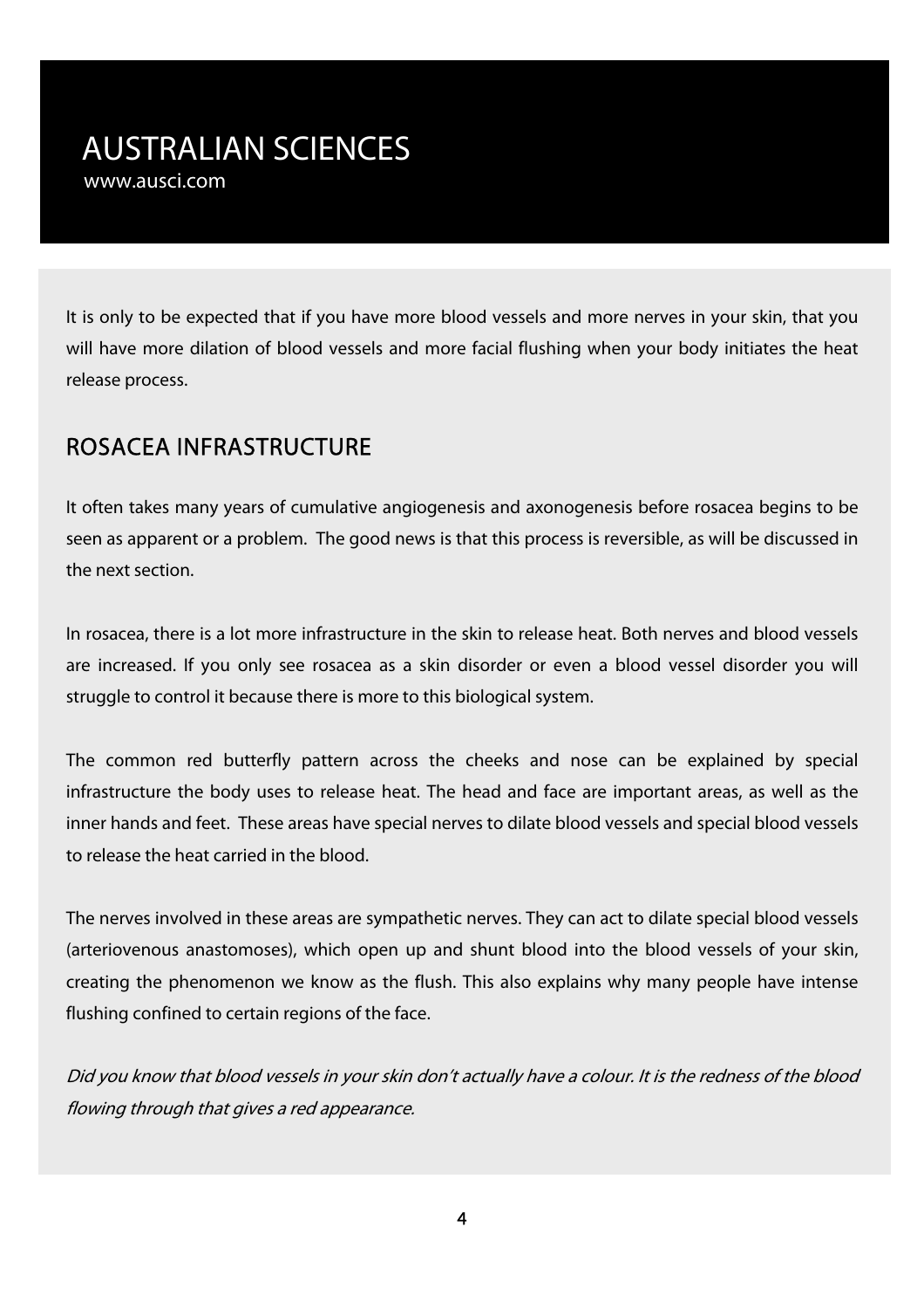It is only to be expected that if you have more blood vessels and more nerves in your skin, that you will have more dilation of blood vessels and more facial flushing when your body initiates the heat release process.

## ROSACEA INFRASTRUCTURE

It often takes many years of cumulative angiogenesis and axonogenesis before rosacea begins to be seen as apparent or a problem. The good news is that this process is reversible, as will be discussed in the next section.

In rosacea, there is a lot more infrastructure in the skin to release heat. Both nerves and blood vessels are increased. If you only see rosacea as a skin disorder or even a blood vessel disorder you will struggle to control it because there is more to this biological system.

The common red butterfly pattern across the cheeks and nose can be explained by special infrastructure the body uses to release heat. The head and face are important areas, as well as the inner hands and feet. These areas have special nerves to dilate blood vessels and special blood vessels to release the heat carried in the blood.

The nerves involved in these areas are sympathetic nerves. They can act to dilate special blood vessels (arteriovenous anastomoses), which open up and shunt blood into the blood vessels of your skin, creating the phenomenon we know as the flush. This also explains why many people have intense flushing confined to certain regions of the face.

*Did you know that blood vessels in your skin don't actually have a colour. It is the redness of the blood flowing through that gives a red appearance.*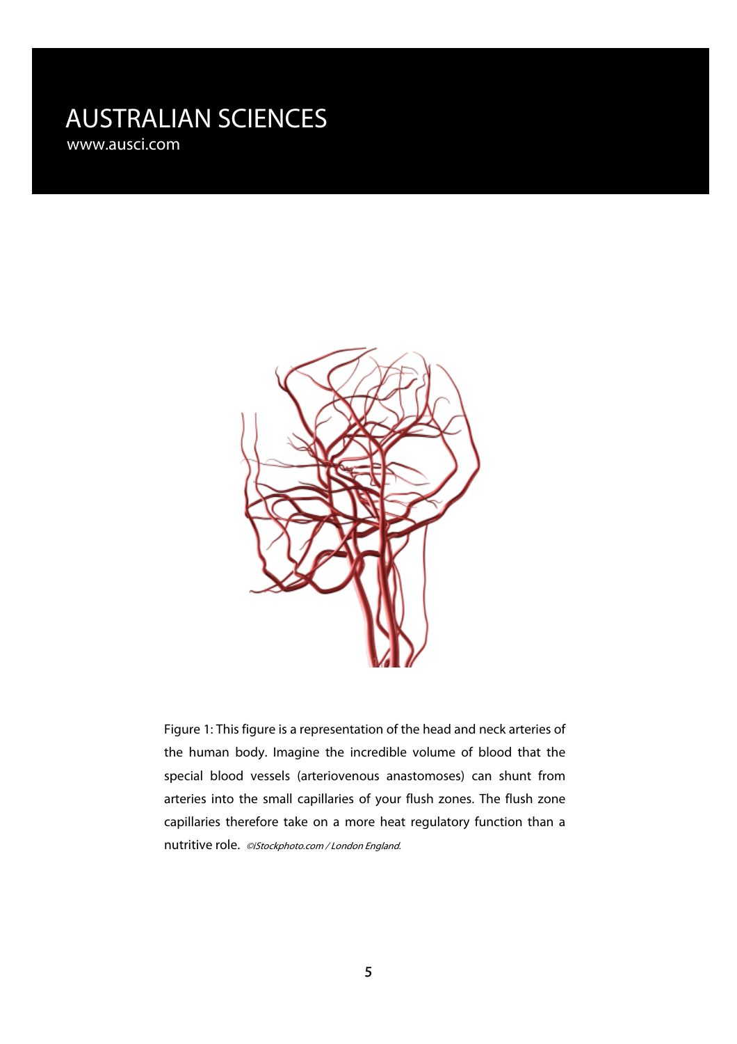Figure 1: This figure is a representation of the head and neck arteries of the human body. Imagine the incredible volume of blood that the special blood vessels (arteriovenous anastomoses) can shunt from arteries into the small capillaries of your flush zones. The flush zone capillaries therefore take on a more heat regulatory function than a nutritive role. *©iStockphoto.com / London England.*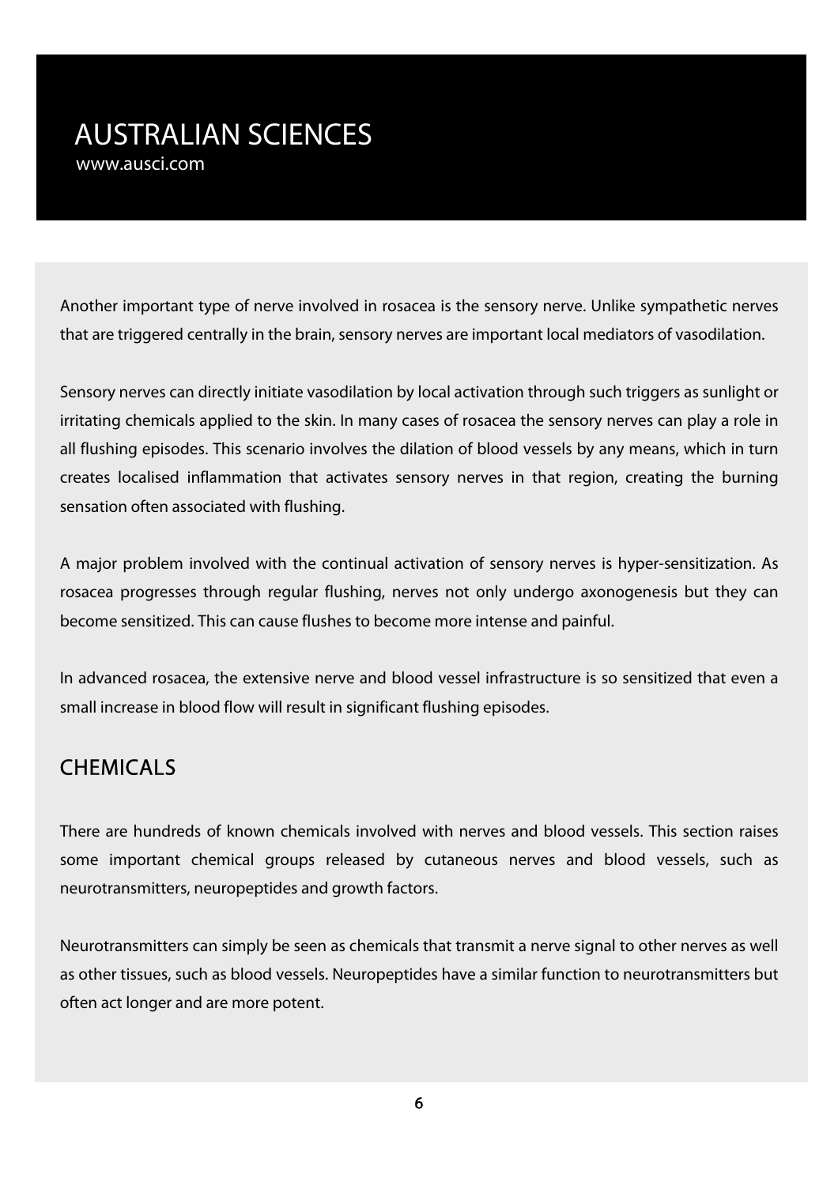Another important type of nerve involved in rosacea is the sensory nerve. Unlike sympathetic nerves that are triggered centrally in the brain, sensory nerves are important local mediators of vasodilation.

Sensory nerves can directly initiate vasodilation by local activation through such triggers as sunlight or irritating chemicals applied to the skin. In many cases of rosacea the sensory nerves can play a role in all flushing episodes. This scenario involves the dilation of blood vessels by any means, which in turn creates localised inflammation that activates sensory nerves in that region, creating the burning sensation often associated with flushing.

A major problem involved with the continual activation of sensory nerves is hyper-sensitization. As rosacea progresses through regular flushing, nerves not only undergo axonogenesis but they can become sensitized. This can cause flushes to become more intense and painful.

In advanced rosacea, the extensive nerve and blood vessel infrastructure is so sensitized that even a small increase in blood flow will result in significant flushing episodes.

## CHEMICALS

There are hundreds of known chemicals involved with nerves and blood vessels. This section raises some important chemical groups released by cutaneous nerves and blood vessels, such as neurotransmitters, neuropeptides and growth factors.

Neurotransmitters can simply be seen as chemicals that transmit a nerve signal to other nerves as well as other tissues, such as blood vessels. Neuropeptides have a similar function to neurotransmitters but often act longer and are more potent.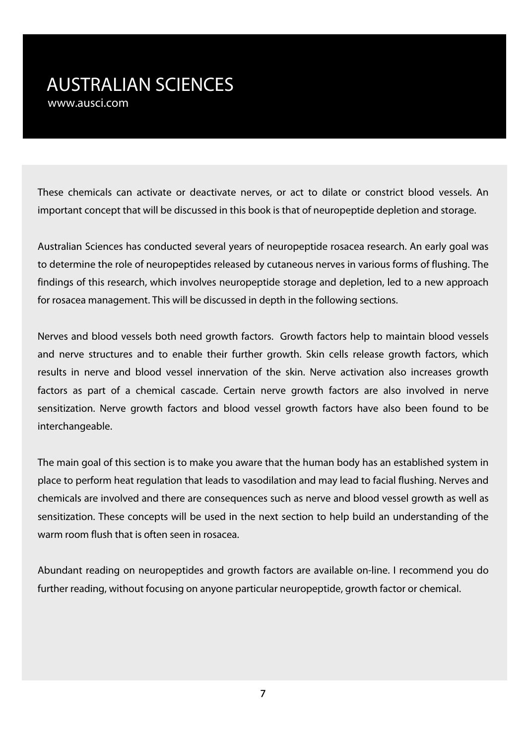These chemicals can activate or deactivate nerves, or act to dilate or constrict blood vessels. An important concept that will be discussed in this book is that of neuropeptide depletion and storage.

Australian Sciences has conducted several years of neuropeptide rosacea research. An early goal was to determine the role of neuropeptides released by cutaneous nerves in various forms of flushing. The findings of this research, which involves neuropeptide storage and depletion, led to a new approach for rosacea management. This will be discussed in depth in the following sections.

Nerves and blood vessels both need growth factors. Growth factors help to maintain blood vessels and nerve structures and to enable their further growth. Skin cells release growth factors, which results in nerve and blood vessel innervation of the skin. Nerve activation also increases growth factors as part of a chemical cascade. Certain nerve growth factors are also involved in nerve sensitization. Nerve growth factors and blood vessel growth factors have also been found to be interchangeable.

The main goal of this section is to make you aware that the human body has an established system in place to perform heat regulation that leads to vasodilation and may lead to facial flushing. Nerves and chemicals are involved and there are consequences such as nerve and blood vessel growth as well as sensitization. These concepts will be used in the next section to help build an understanding of the warm room flush that is often seen in rosacea.

Abundant reading on neuropeptides and growth factors are available on-line. I recommend you do further reading, without focusing on anyone particular neuropeptide, growth factor or chemical.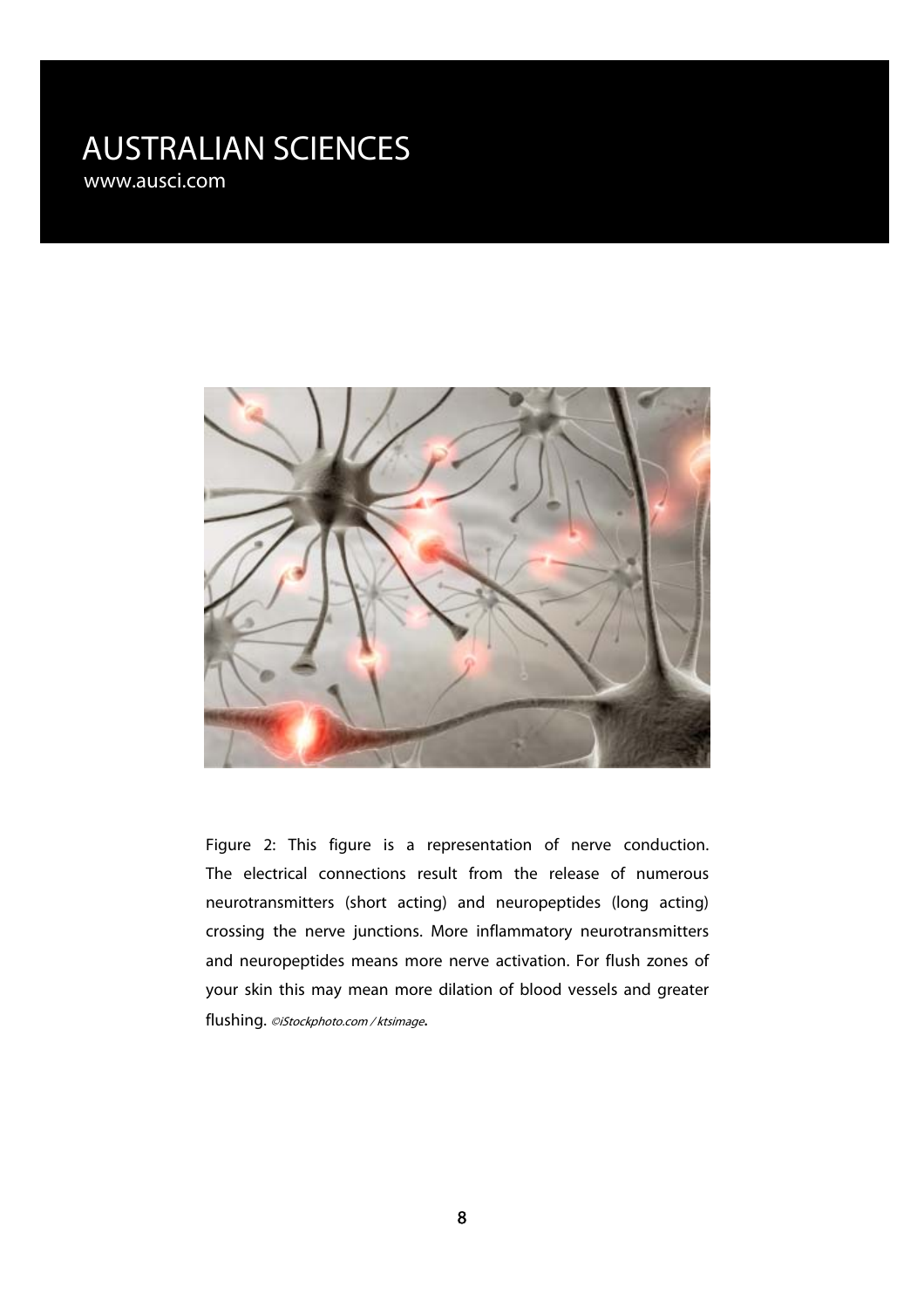Figure 2: This figure is a representation of nerve conduction. The electrical connections result from the release of numerous neurotransmitters (short acting) and neuropeptides (long acting) crossing the nerve junctions. More inflammatory neurotransmitters and neuropeptides means more nerve activation. For flush zones of your skin this may mean more dilation of blood vessels and greater flushing. *©iStockphoto.com / ktsimage.*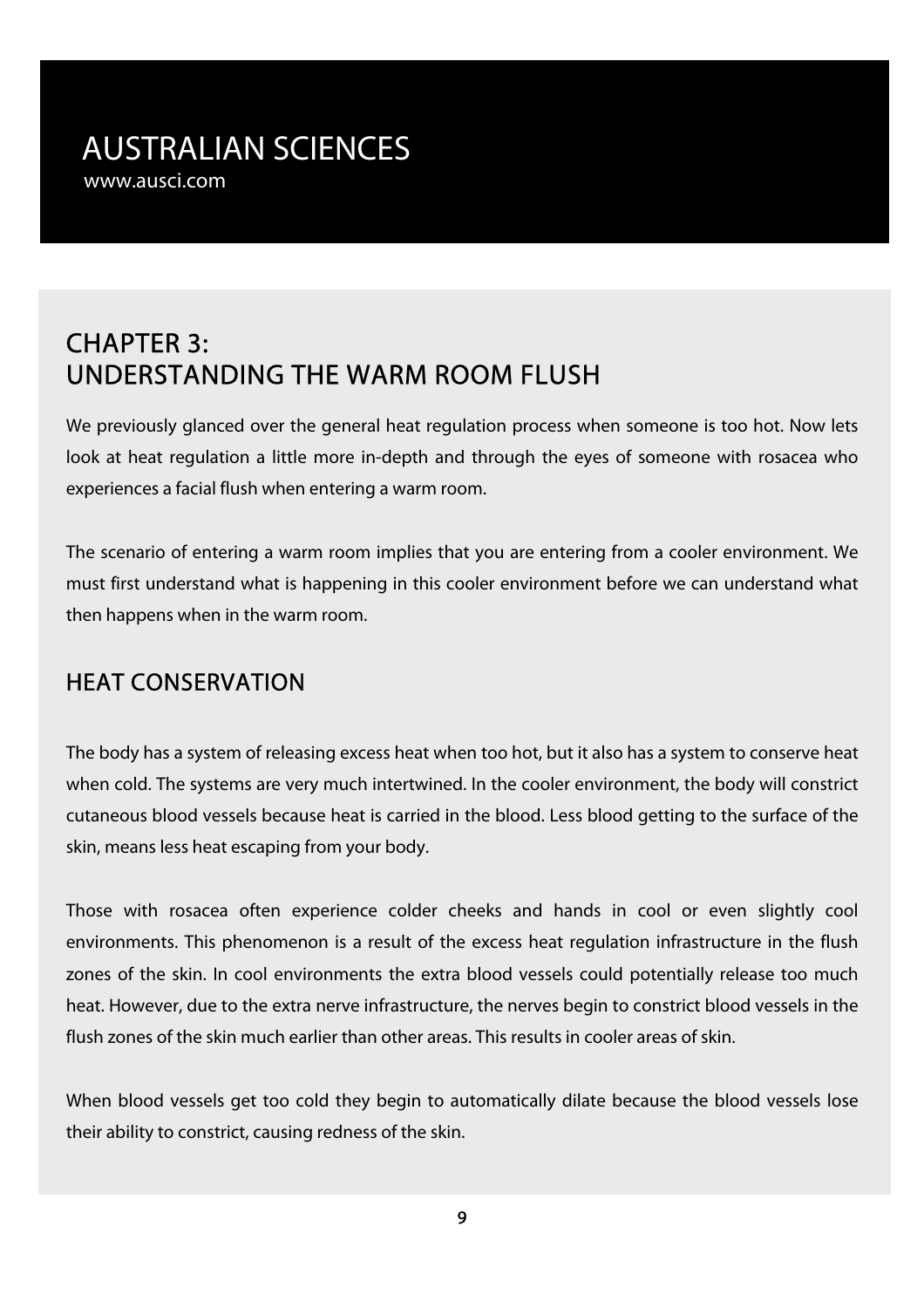## CHAPTER 3: UNDERSTANDING THE WARM ROOM FLUSH

We previously glanced over the general heat regulation process when someone is too hot. Now lets look at heat regulation a little more in-depth and through the eyes of someone with rosacea who experiences a facial flush when entering a warm room.

The scenario of entering a warm room implies that you are entering from a cooler environment. We must first understand what is happening in this cooler environment before we can understand what then happens when in the warm room.

### HEAT CONSERVATION

The body has a system of releasing excess heat when too hot, but it also has a system to conserve heat when cold. The systems are very much intertwined. In the cooler environment, the body will constrict cutaneous blood vessels because heat is carried in the blood. Less blood getting to the surface of the skin, means less heat escaping from your body.

Those with rosacea often experience colder cheeks and hands in cool or even slightly cool environments. This phenomenon is a result of the excess heat regulation infrastructure in the flush zones of the skin. In cool environments the extra blood vessels could potentially release too much heat. However, due to the extra nerve infrastructure, the nerves begin to constrict blood vessels in the flush zones of the skin much earlier than other areas. This results in cooler areas of skin.

When blood vessels get too cold they begin to automatically dilate because the blood vessels lose their ability to constrict, causing redness of the skin.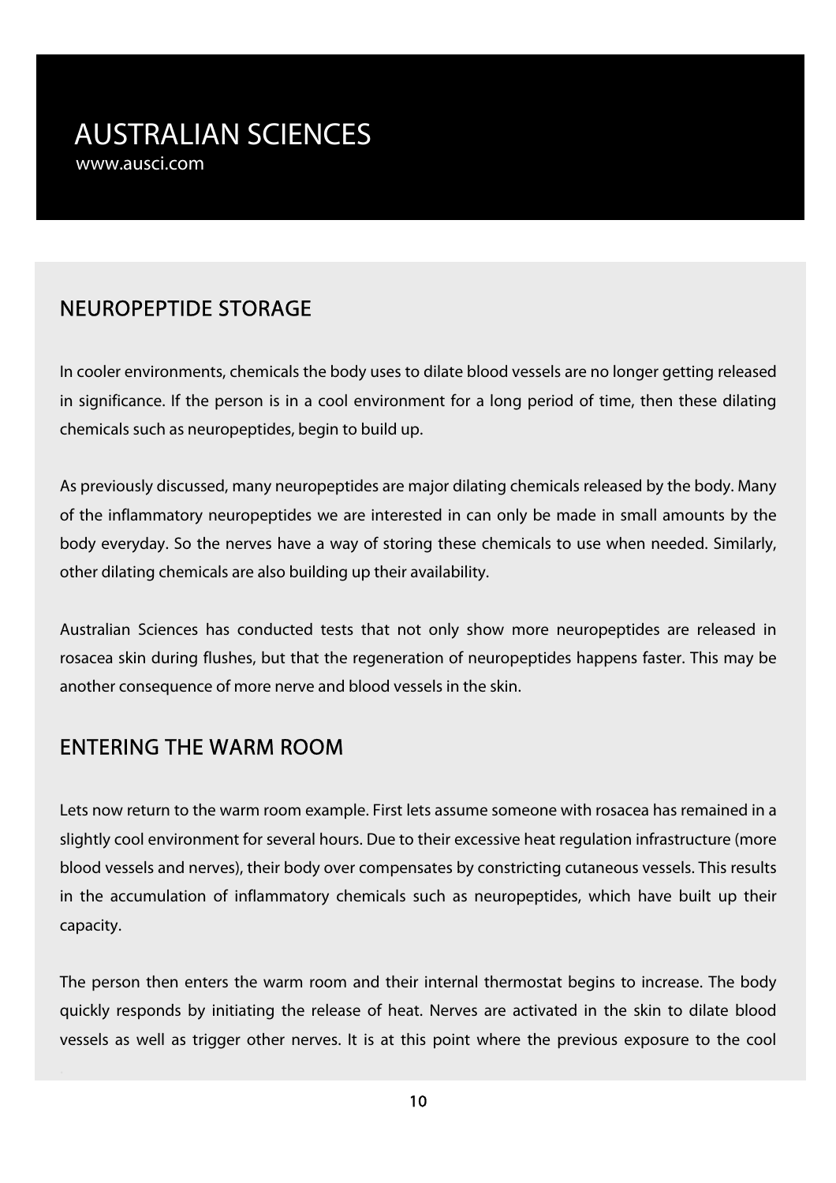## NEUROPEPTIDE STORAGE

In cooler environments, chemicals the body uses to dilate blood vessels are no longer getting released in significance. If the person is in a cool environment for a long period of time, then these dilating chemicals such as neuropeptides, begin to build up.

As previously discussed, many neuropeptides are major dilating chemicals released by the body. Many of the inflammatory neuropeptides we are interested in can only be made in small amounts by the body everyday. So the nerves have a way of storing these chemicals to use when needed. Similarly, other dilating chemicals are also building up their availability.

Australian Sciences has conducted tests that not only show more neuropeptides are released in rosacea skin during flushes, but that the regeneration of neuropeptides happens faster. This may be another consequence of more nerve and blood vessels in the skin.

## ENTERING THE WARM ROOM

Lets now return to the warm room example. First lets assume someone with rosacea has remained in a slightly cool environment for several hours. Due to their excessive heat regulation infrastructure (more blood vessels and nerves), their body over compensates by constricting cutaneous vessels. This results in the accumulation of inflammatory chemicals such as neuropeptides, which have built up their capacity.

The person then enters the warm room and their internal thermostat begins to increase. The body quickly responds by initiating the release of heat. Nerves are activated in the skin to dilate blood vessels as well as trigger other nerves. It is at this point where the previous exposure to the cool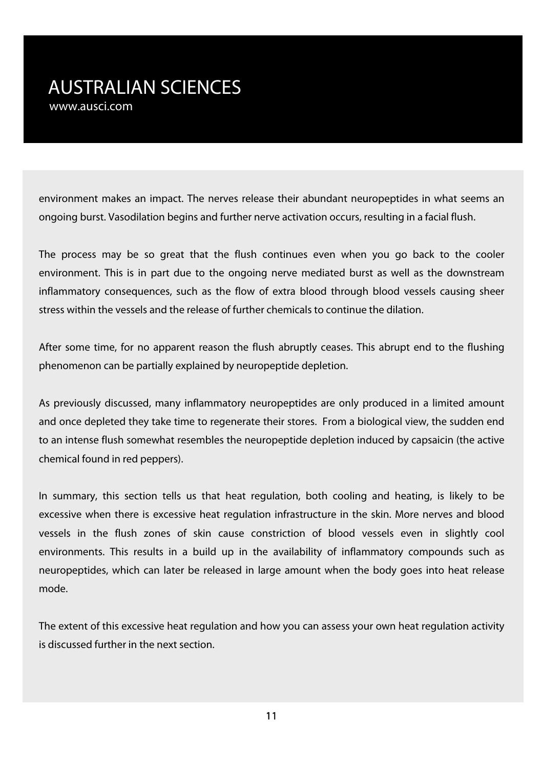environment makes an impact. The nerves release their abundant neuropeptides in what seems an ongoing burst. Vasodilation begins and further nerve activation occurs, resulting in a facial flush.

The process may be so great that the flush continues even when you go back to the cooler environment. This is in part due to the ongoing nerve mediated burst as well as the downstream inflammatory consequences, such as the flow of extra blood through blood vessels causing sheer stress within the vessels and the release of further chemicals to continue the dilation.

After some time, for no apparent reason the flush abruptly ceases. This abrupt end to the flushing phenomenon can be partially explained by neuropeptide depletion.

As previously discussed, many inflammatory neuropeptides are only produced in a limited amount and once depleted they take time to regenerate their stores. From a biological view, the sudden end to an intense flush somewhat resembles the neuropeptide depletion induced by capsaicin (the active chemical found in red peppers).

In summary, this section tells us that heat regulation, both cooling and heating, is likely to be excessive when there is excessive heat regulation infrastructure in the skin. More nerves and blood vessels in the flush zones of skin cause constriction of blood vessels even in slightly cool environments. This results in a build up in the availability of inflammatory compounds such as neuropeptides, which can later be released in large amount when the body goes into heat release mode.

The extent of this excessive heat regulation and how you can assess your own heat regulation activity is discussed further in the next section.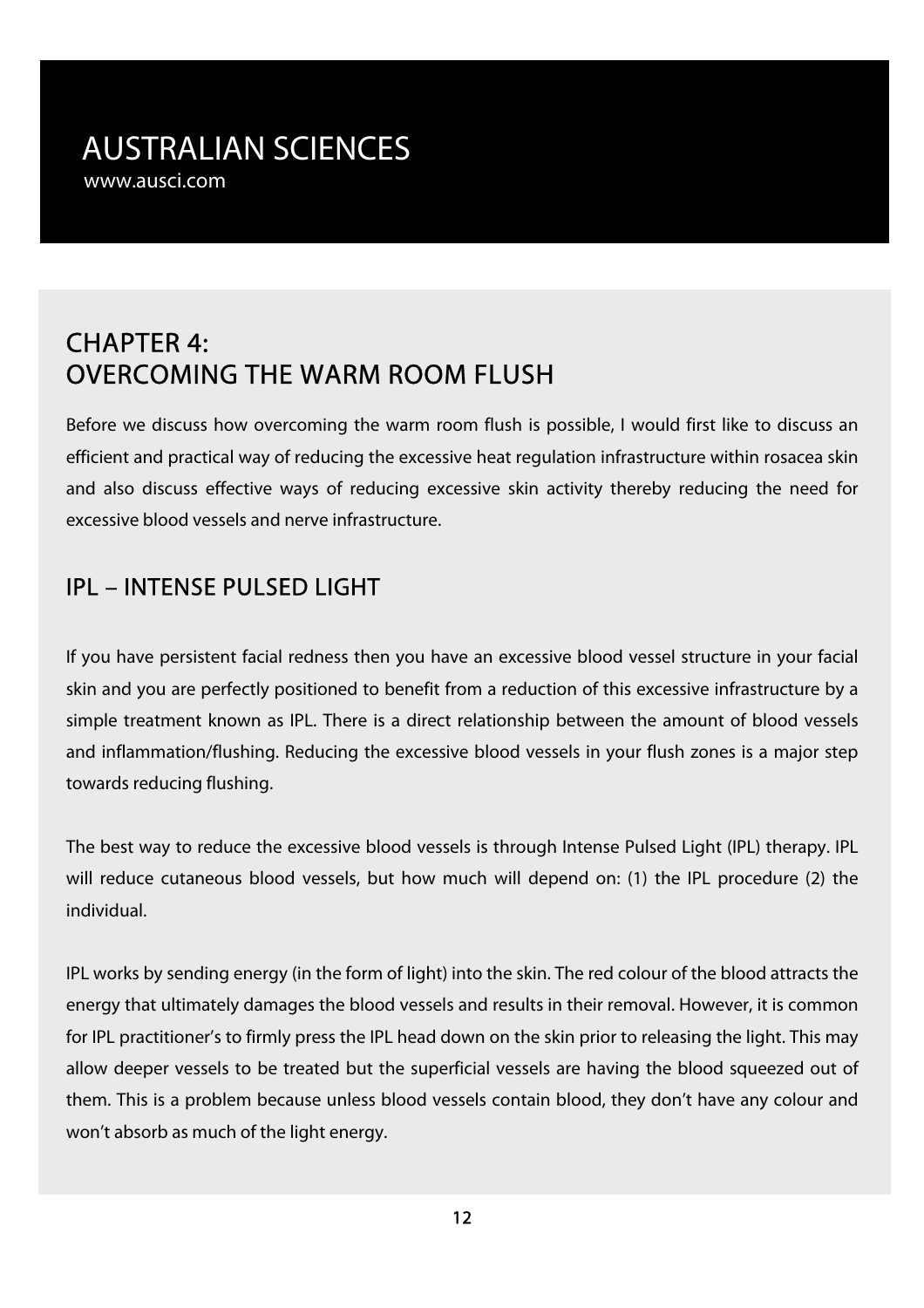## CHAPTER 4:
## OVERCOMING THE WARM ROOM FLUSH

Before we discuss how overcoming the warm room flush is possible, I would first like to discuss an efficient and practical way of reducing the excessive heat regulation infrastructure within rosacea skin and also discuss effective ways of reducing excessive skin activity thereby reducing the need for excessive blood vessels and nerve infrastructure.

### IPL – INTENSE PULSED LIGHT

If you have persistent facial redness then you have an excessive blood vessel structure in your facial skin and you are perfectly positioned to benefit from a reduction of this excessive infrastructure by a simple treatment known as IPL. There is a direct relationship between the amount of blood vessels and inflammation/flushing. Reducing the excessive blood vessels in your flush zones is a major step towards reducing flushing.

The best way to reduce the excessive blood vessels is through Intense Pulsed Light (IPL) therapy. IPL will reduce cutaneous blood vessels, but how much will depend on: (1) the IPL procedure (2) the individual.

IPL works by sending energy (in the form of light) into the skin. The red colour of the blood attracts the energy that ultimately damages the blood vessels and results in their removal. However, it is common for IPL practitioner's to firmly press the IPL head down on the skin prior to releasing the light. This may allow deeper vessels to be treated but the superficial vessels are having the blood squeezed out of them. This is a problem because unless blood vessels contain blood, they don't have any colour and won't absorb as much of the light energy.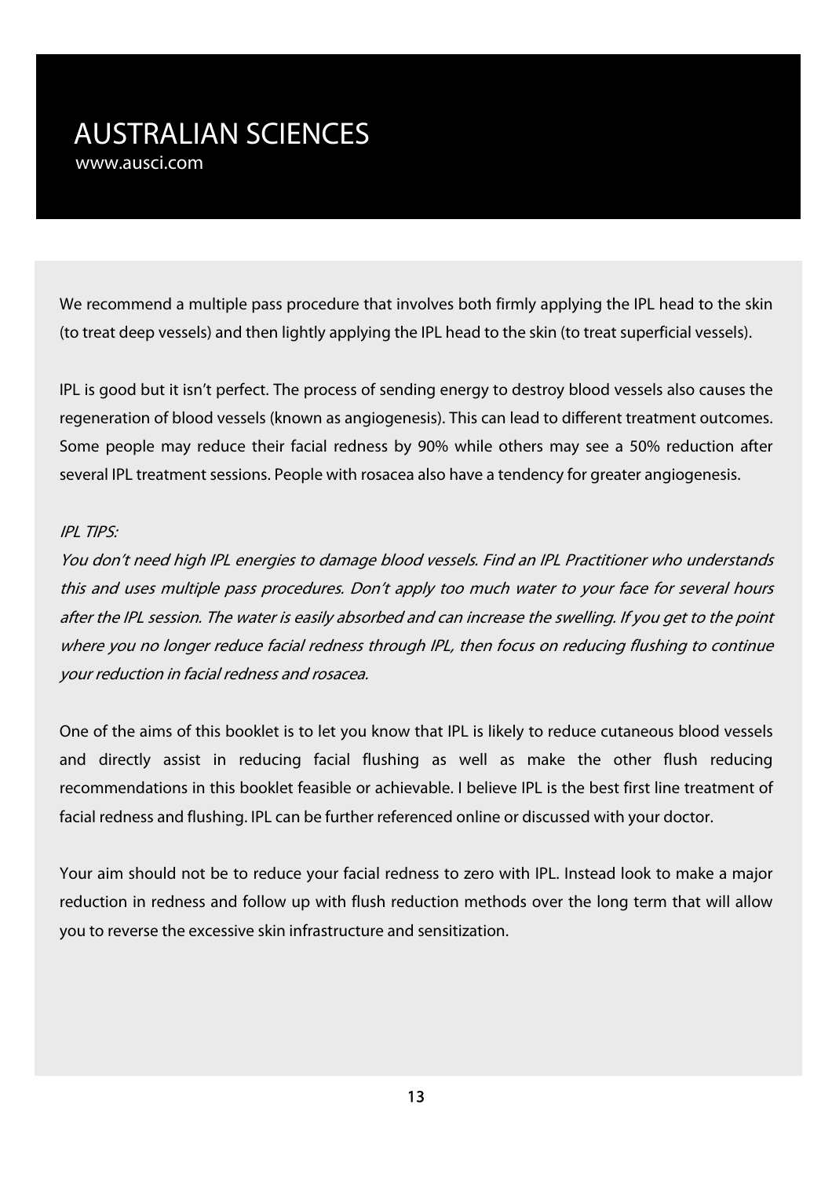We recommend a multiple pass procedure that involves both firmly applying the IPL head to the skin (to treat deep vessels) and then lightly applying the IPL head to the skin (to treat superficial vessels).

IPL is good but it isn't perfect. The process of sending energy to destroy blood vessels also causes the regeneration of blood vessels (known as angiogenesis). This can lead to different treatment outcomes. Some people may reduce their facial redness by 90% while others may see a 50% reduction after several IPL treatment sessions. People with rosacea also have a tendency for greater angiogenesis.

*IPL TIPS:*

*You don't need high IPL energies to damage blood vessels. Find an IPL Practitioner who understands this and uses multiple pass procedures. Don't apply too much water to your face for several hours after the IPL session. The water is easily absorbed and can increase the swelling. If you get to the point where you no longer reduce facial redness through IPL, then focus on reducing flushing to continue your reduction in facial redness and rosacea.*

One of the aims of this booklet is to let you know that IPL is likely to reduce cutaneous blood vessels and directly assist in reducing facial flushing as well as make the other flush reducing recommendations in this booklet feasible or achievable. I believe IPL is the best first line treatment of facial redness and flushing. IPL can be further referenced online or discussed with your doctor.

Your aim should not be to reduce your facial redness to zero with IPL. Instead look to make a major reduction in redness and follow up with flush reduction methods over the long term that will allow you to reverse the excessive skin infrastructure and sensitization.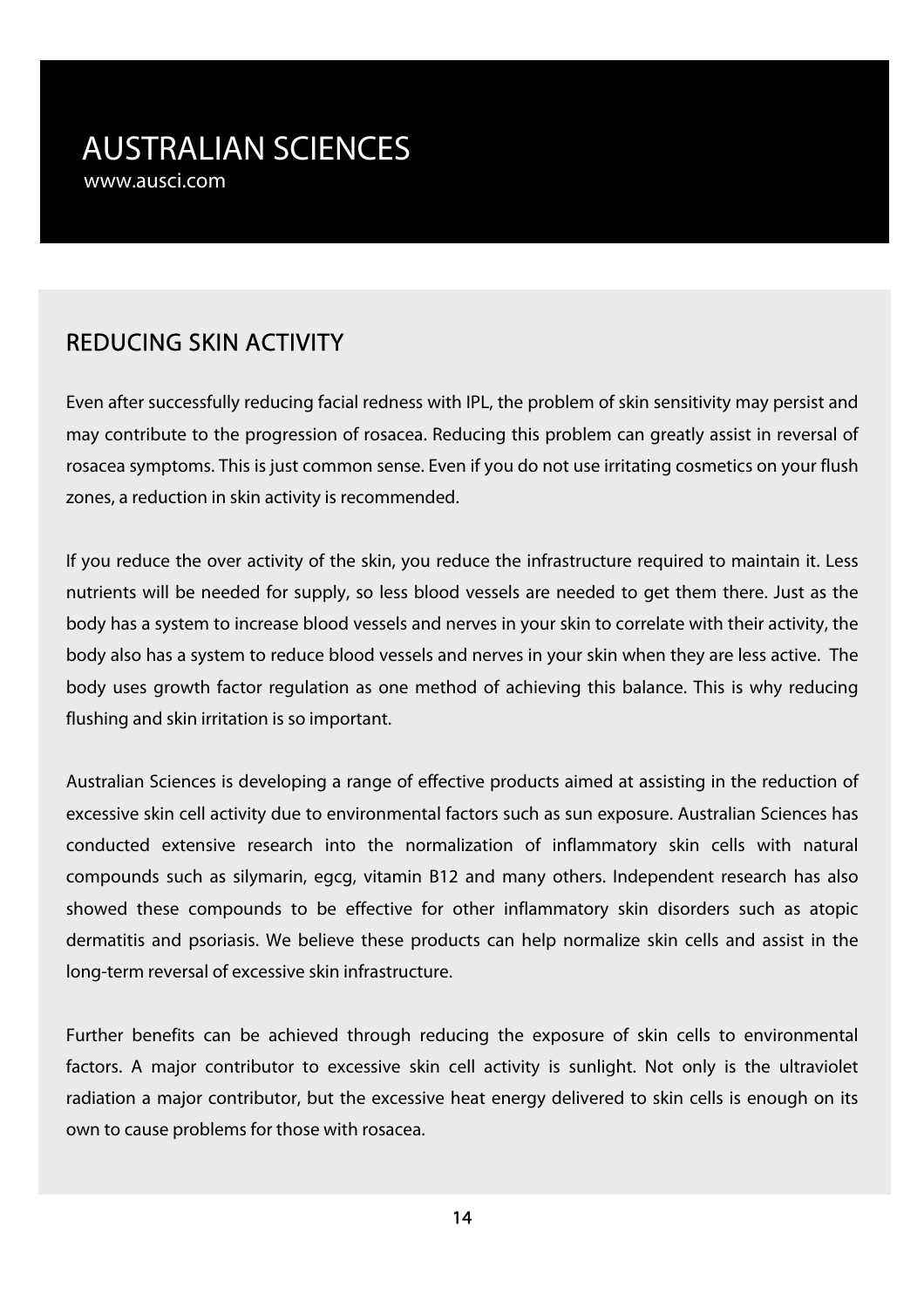# AUSTRALIAN SCIENCES

www.ausci.com

## REDUCING SKIN ACTIVITY

Even after successfully reducing facial redness with IPL, the problem of skin sensitivity may persist and may contribute to the progression of rosacea. Reducing this problem can greatly assist in reversal of rosacea symptoms. This is just common sense. Even if you do not use irritating cosmetics on your flush zones, a reduction in skin activity is recommended.

If you reduce the over activity of the skin, you reduce the infrastructure required to maintain it. Less nutrients will be needed for supply, so less blood vessels are needed to get them there. Just as the body has a system to increase blood vessels and nerves in your skin to correlate with their activity, the body also has a system to reduce blood vessels and nerves in your skin when they are less active. The body uses growth factor regulation as one method of achieving this balance. This is why reducing flushing and skin irritation is so important.

Australian Sciences is developing a range of effective products aimed at assisting in the reduction of excessive skin cell activity due to environmental factors such as sun exposure. Australian Sciences has conducted extensive research into the normalization of inflammatory skin cells with natural compounds such as silymarin, egcg, vitamin B12 and many others. Independent research has also showed these compounds to be effective for other inflammatory skin disorders such as atopic dermatitis and psoriasis. We believe these products can help normalize skin cells and assist in the long-term reversal of excessive skin infrastructure.

Further benefits can be achieved through reducing the exposure of skin cells to environmental factors. A major contributor to excessive skin cell activity is sunlight. Not only is the ultraviolet radiation a major contributor, but the excessive heat energy delivered to skin cells is enough on its own to cause problems for those with rosacea.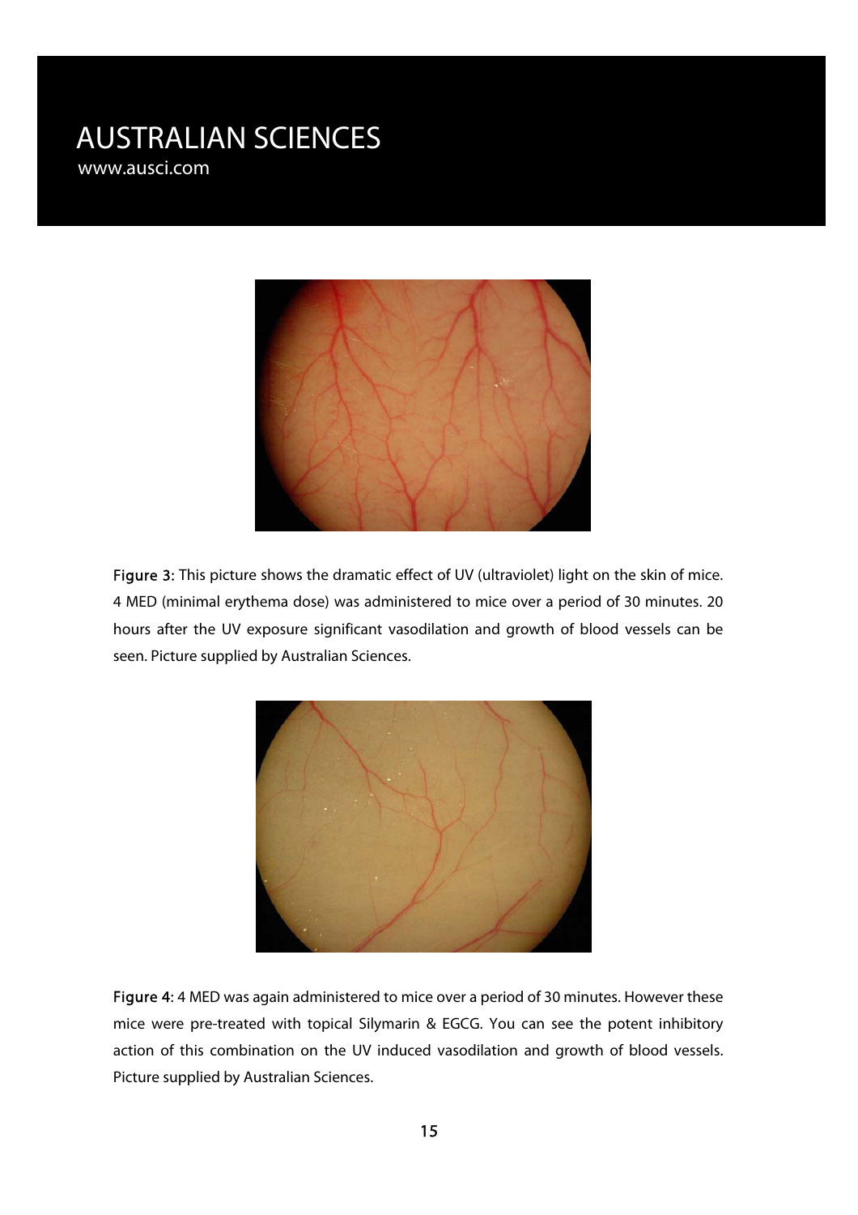**Figure 3:** This picture shows the dramatic effect of UV (ultraviolet) light on the skin of mice. 4 MED (minimal erythema dose) was administered to mice over a period of 30 minutes. 20 hours after the UV exposure significant vasodilation and growth of blood vessels can be seen. Picture supplied by Australian Sciences.

**Figure 4**: 4 MED was again administered to mice over a period of 30 minutes. However these mice were pre-treated with topical Silymarin & EGCG. You can see the potent inhibitory action of this combination on the UV induced vasodilation and growth of blood vessels. Picture supplied by Australian Sciences.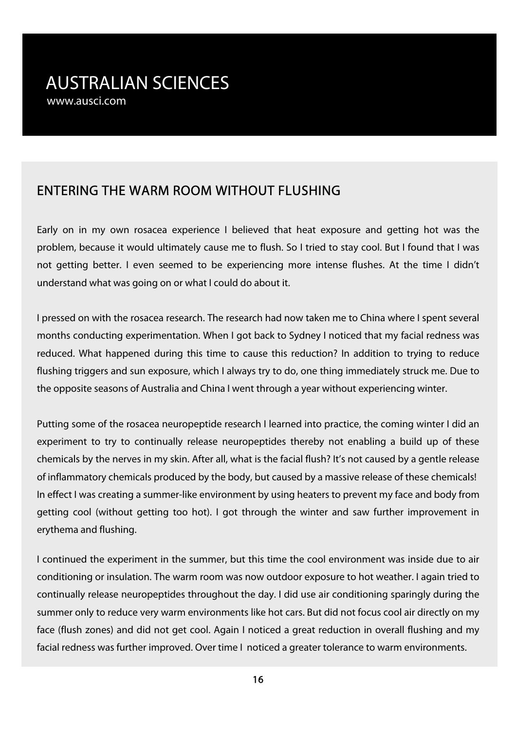# AUSTRALIAN SCIENCES

www.ausci.com

## ENTERING THE WARM ROOM WITHOUT FLUSHING

Early on in my own rosacea experience I believed that heat exposure and getting hot was the problem, because it would ultimately cause me to flush. So I tried to stay cool. But I found that I was not getting better. I even seemed to be experiencing more intense flushes. At the time I didn't understand what was going on or what I could do about it.

I pressed on with the rosacea research. The research had now taken me to China where I spent several months conducting experimentation. When I got back to Sydney I noticed that my facial redness was reduced. What happened during this time to cause this reduction? In addition to trying to reduce flushing triggers and sun exposure, which I always try to do, one thing immediately struck me. Due to the opposite seasons of Australia and China I went through a year without experiencing winter.

Putting some of the rosacea neuropeptide research I learned into practice, the coming winter I did an experiment to try to continually release neuropeptides thereby not enabling a build up of these chemicals by the nerves in my skin. After all, what is the facial flush? It's not caused by a gentle release of inflammatory chemicals produced by the body, but caused by a massive release of these chemicals! In effect I was creating a summer-like environment by using heaters to prevent my face and body from getting cool (without getting too hot). I got through the winter and saw further improvement in erythema and flushing.

I continued the experiment in the summer, but this time the cool environment was inside due to air conditioning or insulation. The warm room was now outdoor exposure to hot weather. I again tried to continually release neuropeptides throughout the day. I did use air conditioning sparingly during the summer only to reduce very warm environments like hot cars. But did not focus cool air directly on my face (flush zones) and did not get cool. Again I noticed a great reduction in overall flushing and my facial redness was further improved. Over time I noticed a greater tolerance to warm environments.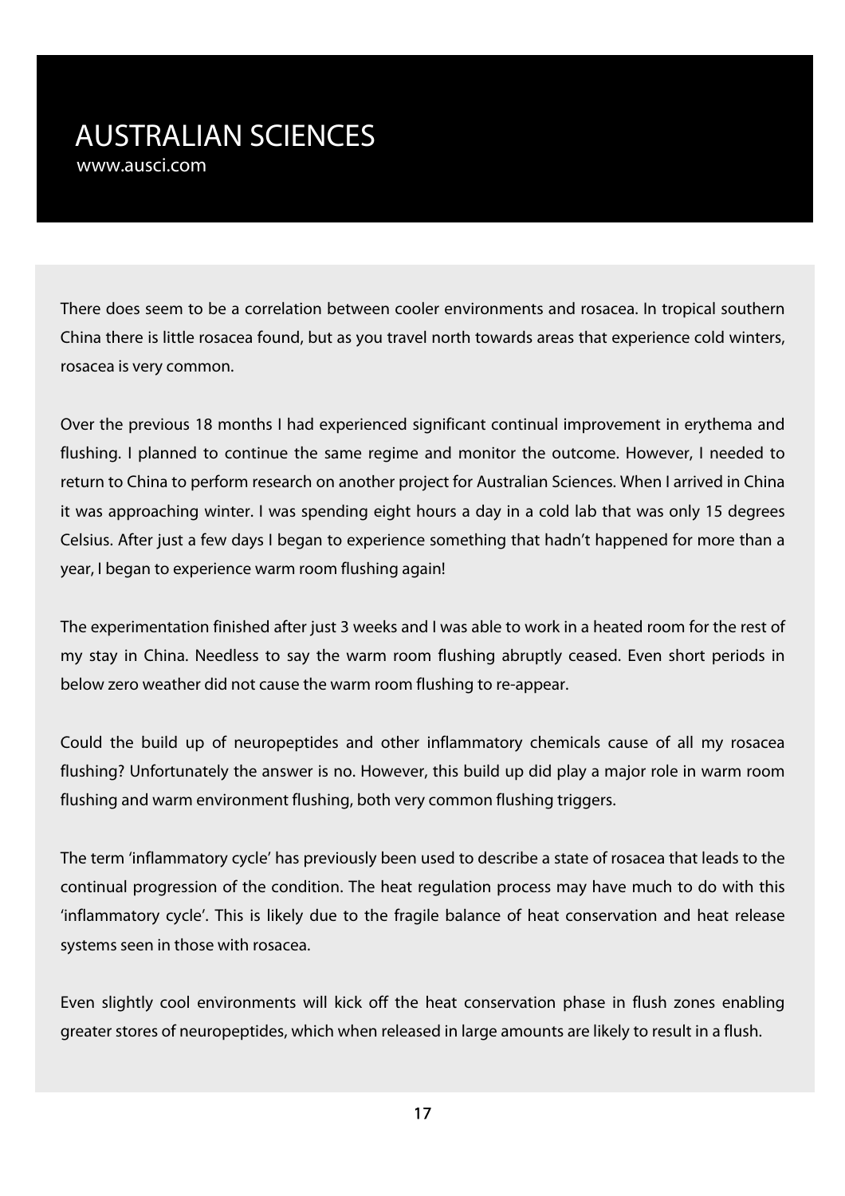There does seem to be a correlation between cooler environments and rosacea. In tropical southern China there is little rosacea found, but as you travel north towards areas that experience cold winters, rosacea is very common.

Over the previous 18 months I had experienced significant continual improvement in erythema and flushing. I planned to continue the same regime and monitor the outcome. However, I needed to return to China to perform research on another project for Australian Sciences. When I arrived in China it was approaching winter. I was spending eight hours a day in a cold lab that was only 15 degrees Celsius. After just a few days I began to experience something that hadn't happened for more than a year, I began to experience warm room flushing again!

The experimentation finished after just 3 weeks and I was able to work in a heated room for the rest of my stay in China. Needless to say the warm room flushing abruptly ceased. Even short periods in below zero weather did not cause the warm room flushing to re-appear.

Could the build up of neuropeptides and other inflammatory chemicals cause of all my rosacea flushing? Unfortunately the answer is no. However, this build up did play a major role in warm room flushing and warm environment flushing, both very common flushing triggers.

The term 'inflammatory cycle' has previously been used to describe a state of rosacea that leads to the continual progression of the condition. The heat regulation process may have much to do with this 'inflammatory cycle'. This is likely due to the fragile balance of heat conservation and heat release systems seen in those with rosacea.

Even slightly cool environments will kick off the heat conservation phase in flush zones enabling greater stores of neuropeptides, which when released in large amounts are likely to result in a flush.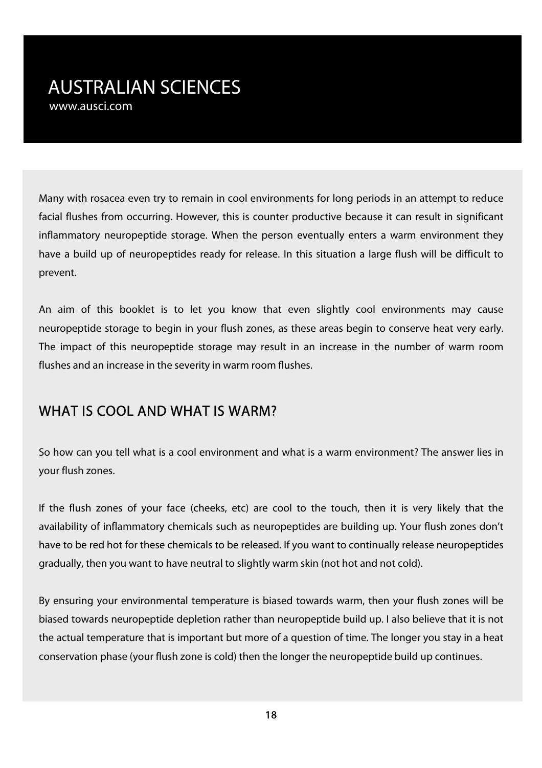Many with rosacea even try to remain in cool environments for long periods in an attempt to reduce facial flushes from occurring. However, this is counter productive because it can result in significant inflammatory neuropeptide storage. When the person eventually enters a warm environment they have a build up of neuropeptides ready for release. In this situation a large flush will be difficult to prevent.

An aim of this booklet is to let you know that even slightly cool environments may cause neuropeptide storage to begin in your flush zones, as these areas begin to conserve heat very early. The impact of this neuropeptide storage may result in an increase in the number of warm room flushes and an increase in the severity in warm room flushes.

## WHAT IS COOL AND WHAT IS WARM?

So how can you tell what is a cool environment and what is a warm environment? The answer lies in your flush zones.

If the flush zones of your face (cheeks, etc) are cool to the touch, then it is very likely that the availability of inflammatory chemicals such as neuropeptides are building up. Your flush zones don't have to be red hot for these chemicals to be released. If you want to continually release neuropeptides gradually, then you want to have neutral to slightly warm skin (not hot and not cold).

By ensuring your environmental temperature is biased towards warm, then your flush zones will be biased towards neuropeptide depletion rather than neuropeptide build up. I also believe that it is not the actual temperature that is important but more of a question of time. The longer you stay in a heat conservation phase (your flush zone is cold) then the longer the neuropeptide build up continues.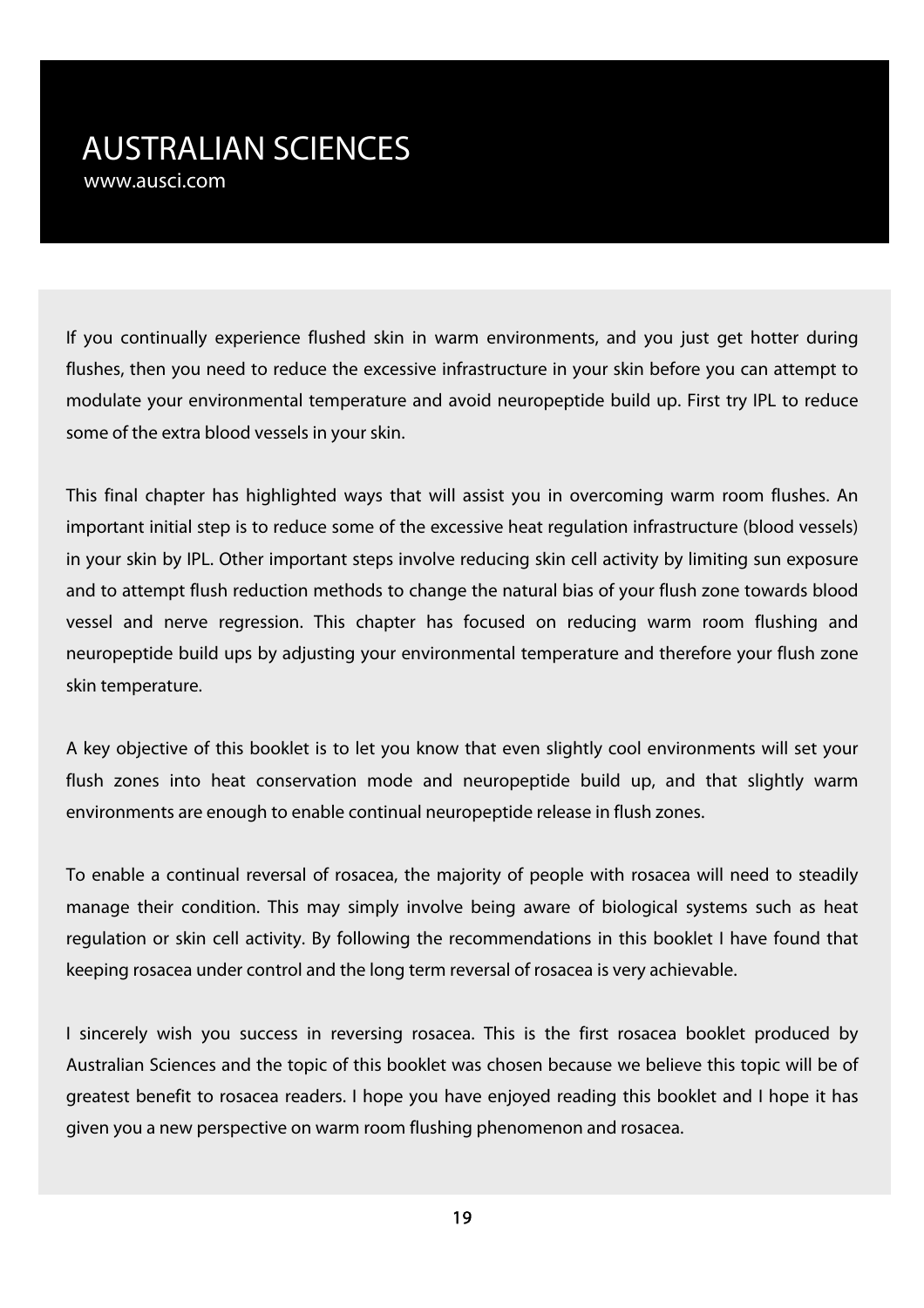If you continually experience flushed skin in warm environments, and you just get hotter during flushes, then you need to reduce the excessive infrastructure in your skin before you can attempt to modulate your environmental temperature and avoid neuropeptide build up. First try IPL to reduce some of the extra blood vessels in your skin.

This final chapter has highlighted ways that will assist you in overcoming warm room flushes. An important initial step is to reduce some of the excessive heat regulation infrastructure (blood vessels) in your skin by IPL. Other important steps involve reducing skin cell activity by limiting sun exposure and to attempt flush reduction methods to change the natural bias of your flush zone towards blood vessel and nerve regression. This chapter has focused on reducing warm room flushing and neuropeptide build ups by adjusting your environmental temperature and therefore your flush zone skin temperature.

A key objective of this booklet is to let you know that even slightly cool environments will set your flush zones into heat conservation mode and neuropeptide build up, and that slightly warm environments are enough to enable continual neuropeptide release in flush zones.

To enable a continual reversal of rosacea, the majority of people with rosacea will need to steadily manage their condition. This may simply involve being aware of biological systems such as heat regulation or skin cell activity. By following the recommendations in this booklet I have found that keeping rosacea under control and the long term reversal of rosacea is very achievable.

I sincerely wish you success in reversing rosacea. This is the first rosacea booklet produced by Australian Sciences and the topic of this booklet was chosen because we believe this topic will be of greatest benefit to rosacea readers. I hope you have enjoyed reading this booklet and I hope it has given you a new perspective on warm room flushing phenomenon and rosacea.